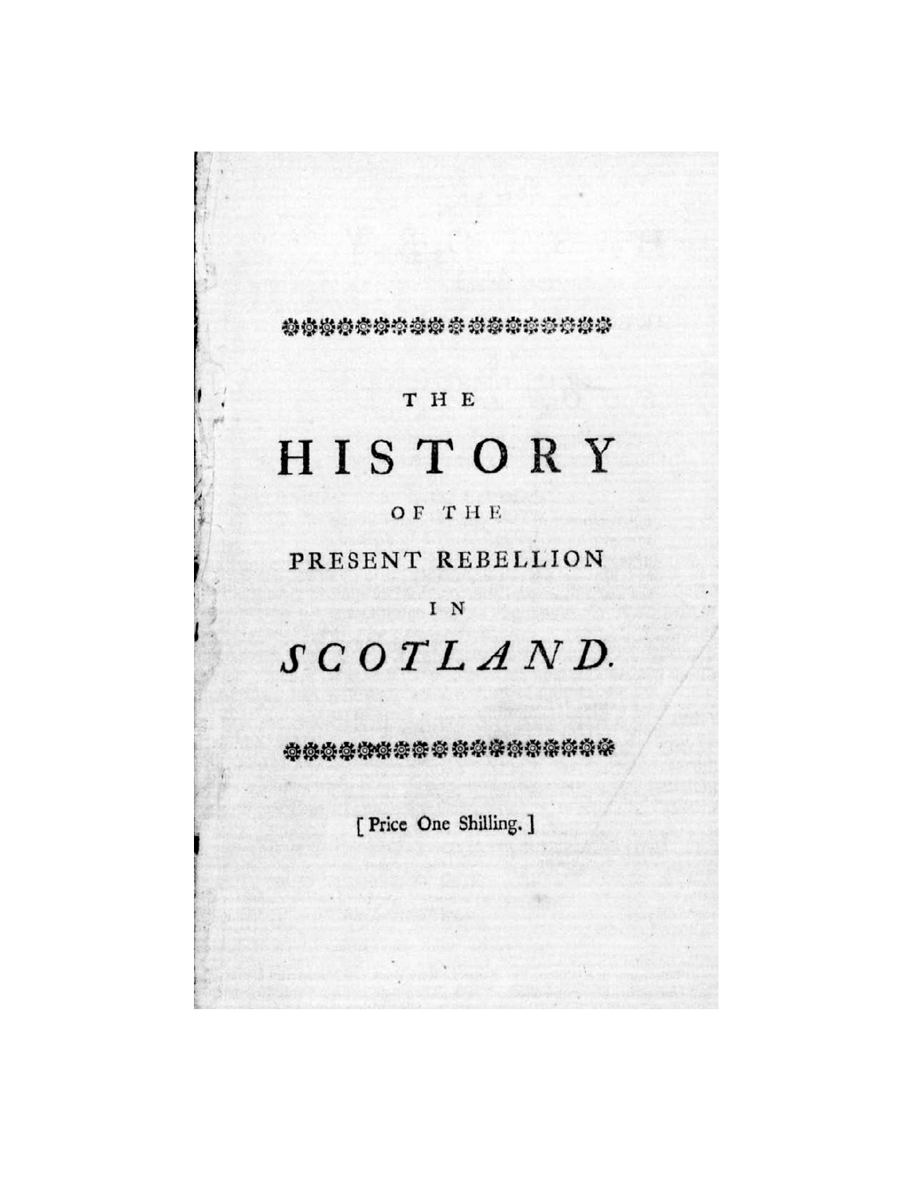# THE HISTORY OF THE PRESENT REBELLION IN *SCOTLAND*.

[ Price One Shilling. ]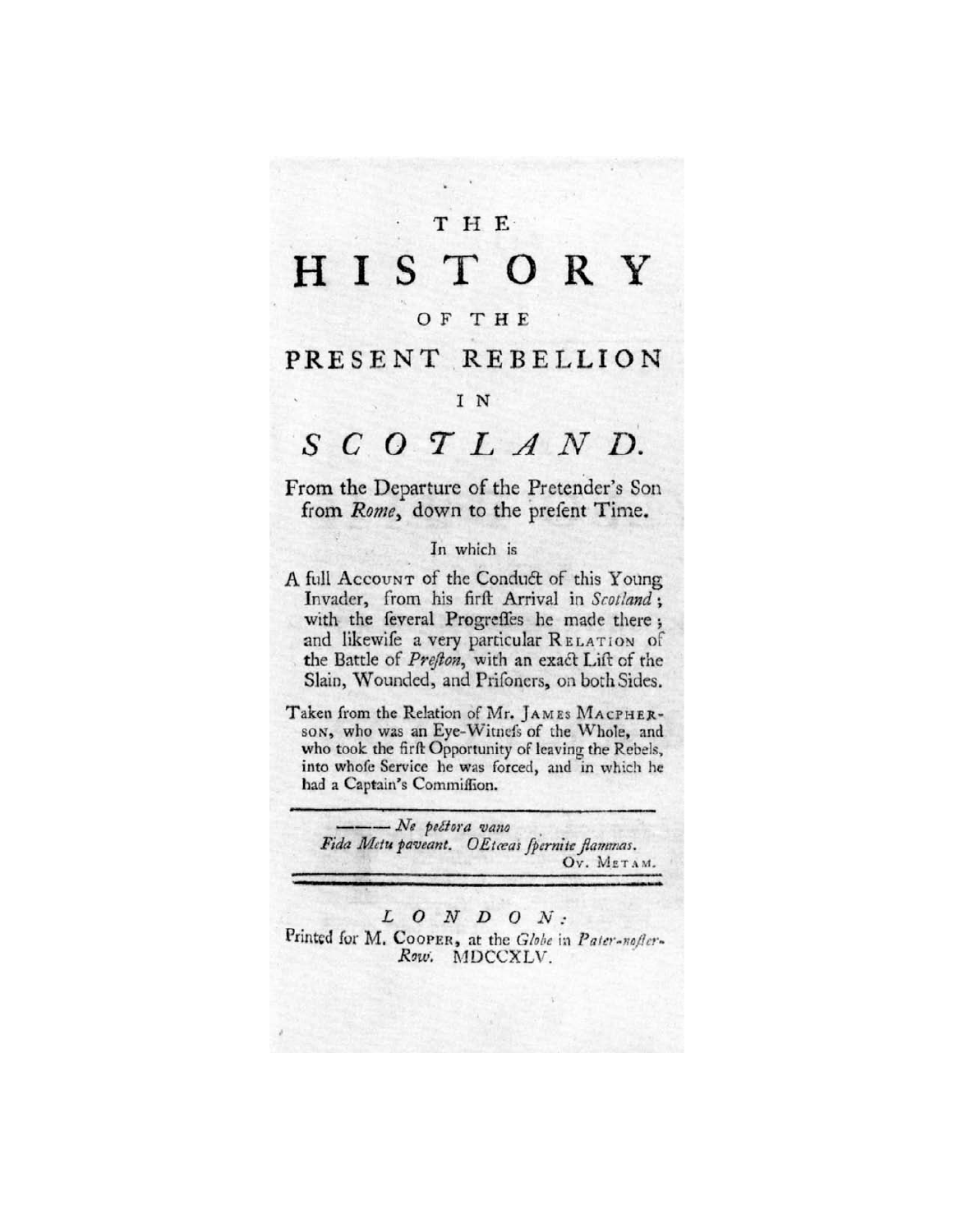# THE HISTORY OF THE PRESENT REBELLION IN *SCOTLAND*.

From the Departure of the Pretender's Son from *Rome*, down to the preſent Time.

In which is

A full ACCOUNT of the Conduct of this Young Invader, from his firſt Arrival in *Scotland*; with the ſeveral Progreſſes he made there; and likewiſe a very particular RELATION of the Battle of *Preſton*, with an exact Liſt of the Slain, Wounded, and Priſoners, on both Sides.

Taken from the Relation of Mr. JAMES MACPHERSON, who was an Eye-Witneſs of the Whole, and who took the firſt Opportunity of leaving the Rebels, into whoſe Service he was forced, and in which he had a Captain's Commiſſion.

---

*——— Ne pectora vano*
*Fida Metu paveant. OEtœas ſpernite flammas.*
OV. METAM.

---

*LONDON:*
Printed for M. COOPER, at the *Globe* in *Pater-noſter-Row*. MDCCXLV.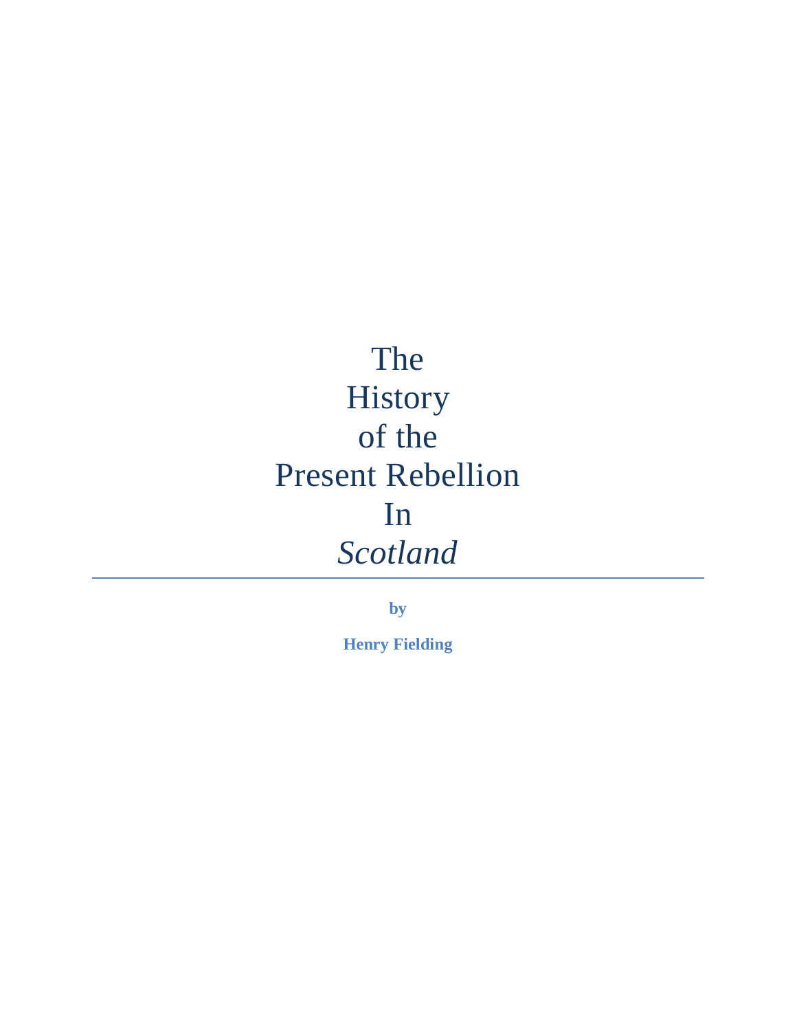# The History of the Present Rebellion In *Scotland*

---

**by**

**Henry Fielding**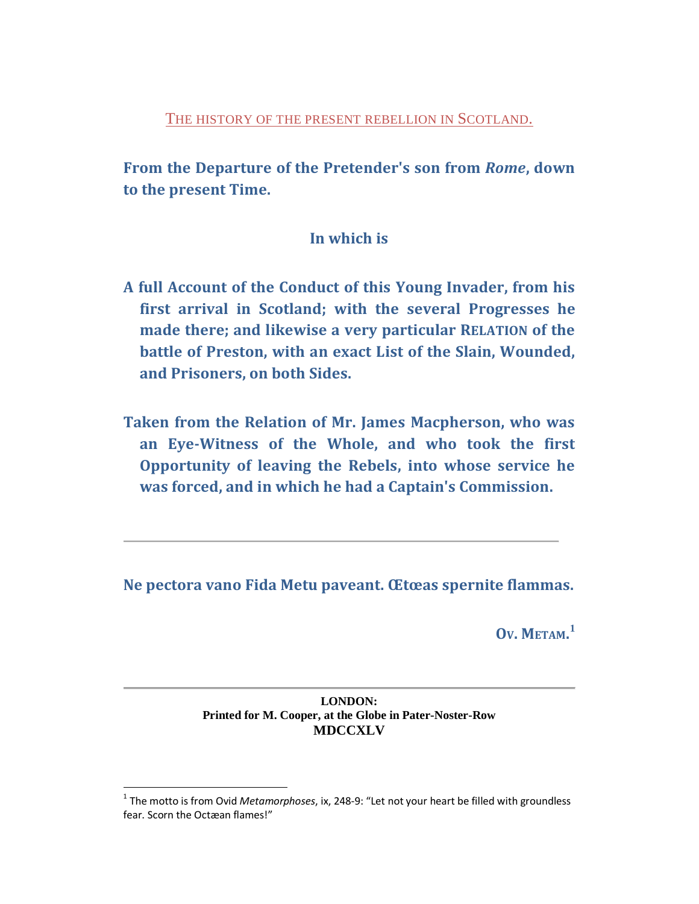# THE HISTORY OF THE PRESENT REBELLION IN SCOTLAND.

**From the Departure of the Pretender's son from *Rome*, down to the present Time.**

**In which is**

**A full Account of the Conduct of this Young Invader, from his first arrival in Scotland; with the several Progresses he made there; and likewise a very particular RELATION of the battle of Preston, with an exact List of the Slain, Wounded, and Prisoners, on both Sides.**

**Taken from the Relation of Mr. James Macpherson, who was an Eye-Witness of the Whole, and who took the first Opportunity of leaving the Rebels, into whose service he was forced, and in which he had a Captain's Commission.**

---

**Ne pectora vano Fida Metu paveant. Œtœas spernite flammas.**

**OV. METAM.**[1]

---

**LONDON:**
**Printed for M. Cooper, at the Globe in Pater-Noster-Row**
**MDCCXLV**

---

[1] The motto is from Ovid *Metamorphoses*, ix, 248-9: "Let not your heart be filled with groundless fear. Scorn the Octæan flames!"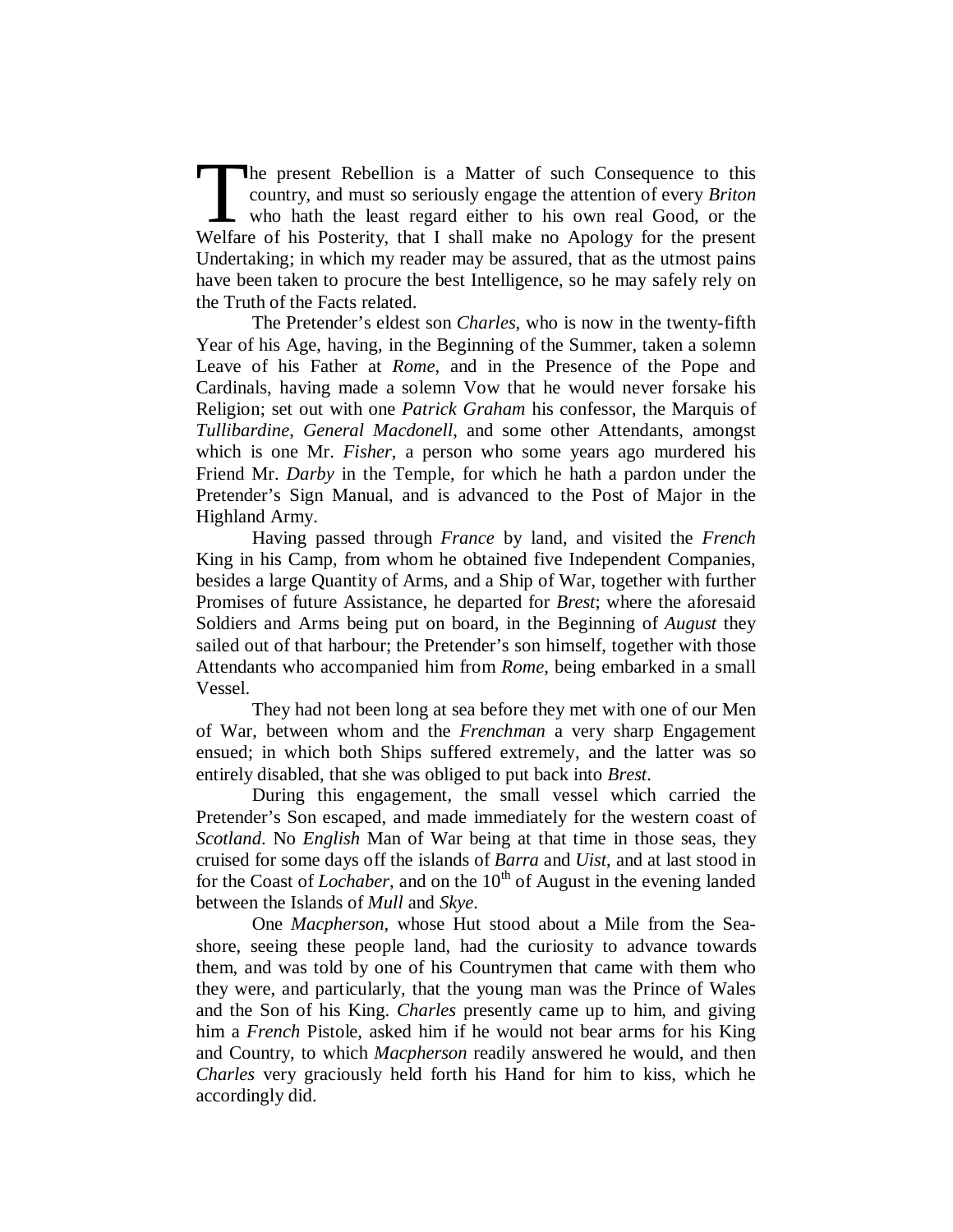The present Rebellion is a Matter of such Consequence to this country, and must so seriously engage the attention of every *Briton* who hath the least regard either to his own real Good, or the Welfare of his Posterity, that I shall make no Apology for the present Undertaking; in which my reader may be assured, that as the utmost pains have been taken to procure the best Intelligence, so he may safely rely on the Truth of the Facts related.

The Pretender's eldest son *Charles*, who is now in the twenty-fifth Year of his Age, having, in the Beginning of the Summer, taken a solemn Leave of his Father at *Rome*, and in the Presence of the Pope and Cardinals, having made a solemn Vow that he would never forsake his Religion; set out with one *Patrick Graham* his confessor, the Marquis of *Tullibardine*, *General Macdonell*, and some other Attendants, amongst which is one Mr. *Fisher*, a person who some years ago murdered his Friend Mr. *Darby* in the Temple, for which he hath a pardon under the Pretender's Sign Manual, and is advanced to the Post of Major in the Highland Army.

Having passed through *France* by land, and visited the *French* King in his Camp, from whom he obtained five Independent Companies, besides a large Quantity of Arms, and a Ship of War, together with further Promises of future Assistance, he departed for *Brest*; where the aforesaid Soldiers and Arms being put on board, in the Beginning of *August* they sailed out of that harbour; the Pretender's son himself, together with those Attendants who accompanied him from *Rome*, being embarked in a small Vessel.

They had not been long at sea before they met with one of our Men of War, between whom and the *Frenchman* a very sharp Engagement ensued; in which both Ships suffered extremely, and the latter was so entirely disabled, that she was obliged to put back into *Brest*.

During this engagement, the small vessel which carried the Pretender's Son escaped, and made immediately for the western coast of *Scotland*. No *English* Man of War being at that time in those seas, they cruised for some days off the islands of *Barra* and *Uist*, and at last stood in for the Coast of *Lochaber*, and on the 10th of August in the evening landed between the Islands of *Mull* and *Skye*.

One *Macpherson*, whose Hut stood about a Mile from the Sea-shore, seeing these people land, had the curiosity to advance towards them, and was told by one of his Countrymen that came with them who they were, and particularly, that the young man was the Prince of Wales and the Son of his King. *Charles* presently came up to him, and giving him a *French* Pistole, asked him if he would not bear arms for his King and Country, to which *Macpherson* readily answered he would, and then *Charles* very graciously held forth his Hand for him to kiss, which he accordingly did.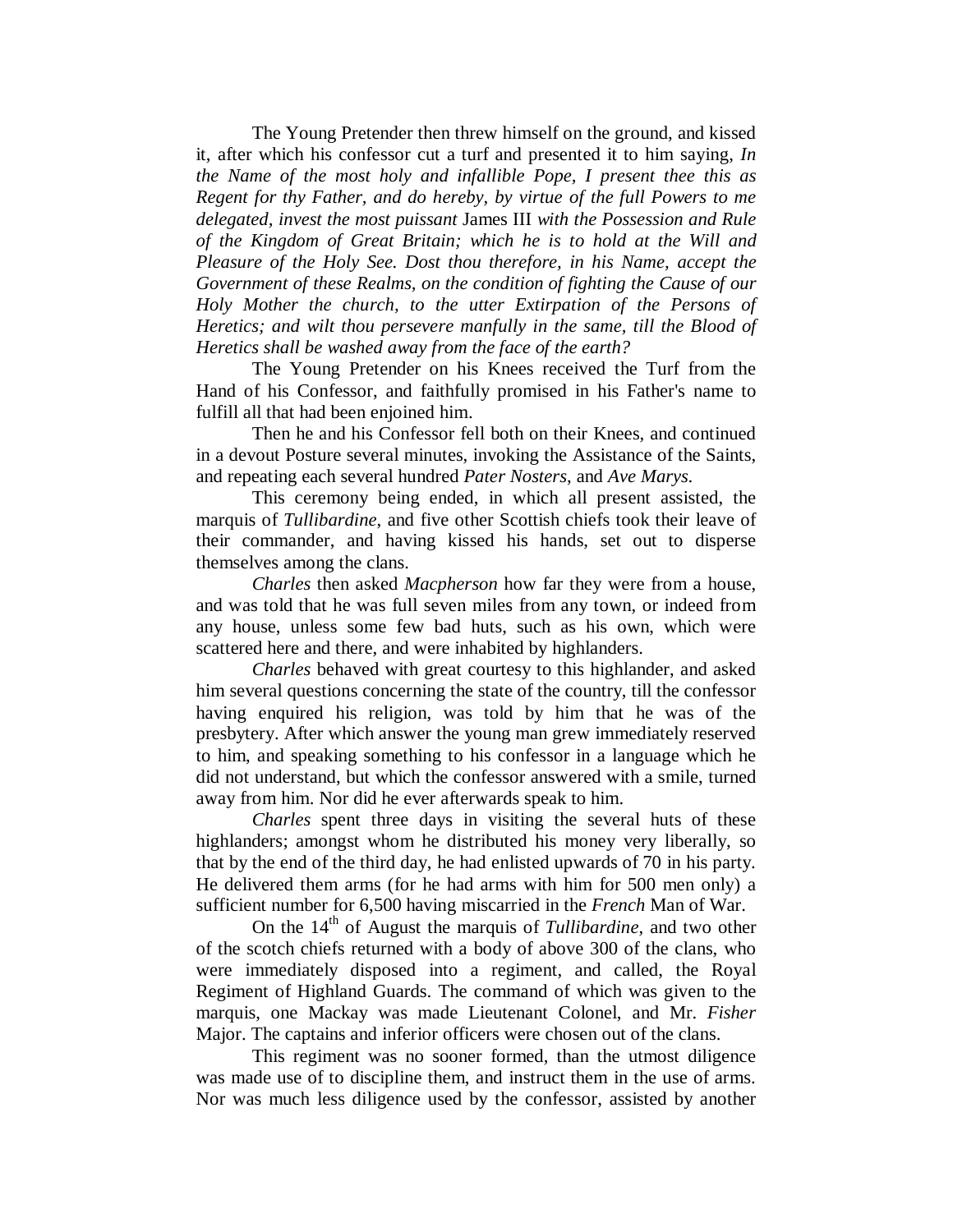The Young Pretender then threw himself on the ground, and kissed it, after which his confessor cut a turf and presented it to him saying, *In the Name of the most holy and infallible Pope, I present thee this as Regent for thy Father, and do hereby, by virtue of the full Powers to me delegated, invest the most puissant* James III *with the Possession and Rule of the Kingdom of Great Britain; which he is to hold at the Will and Pleasure of the Holy See. Dost thou therefore, in his Name, accept the Government of these Realms, on the condition of fighting the Cause of our Holy Mother the church, to the utter Extirpation of the Persons of Heretics; and wilt thou persevere manfully in the same, till the Blood of Heretics shall be washed away from the face of the earth?*

The Young Pretender on his Knees received the Turf from the Hand of his Confessor, and faithfully promised in his Father's name to fulfill all that had been enjoined him.

Then he and his Confessor fell both on their Knees, and continued in a devout Posture several minutes, invoking the Assistance of the Saints, and repeating each several hundred *Pater Nosters*, and *Ave Marys*.

This ceremony being ended, in which all present assisted, the marquis of *Tullibardine*, and five other Scottish chiefs took their leave of their commander, and having kissed his hands, set out to disperse themselves among the clans.

*Charles* then asked *Macpherson* how far they were from a house, and was told that he was full seven miles from any town, or indeed from any house, unless some few bad huts, such as his own, which were scattered here and there, and were inhabited by highlanders.

*Charles* behaved with great courtesy to this highlander, and asked him several questions concerning the state of the country, till the confessor having enquired his religion, was told by him that he was of the presbytery. After which answer the young man grew immediately reserved to him, and speaking something to his confessor in a language which he did not understand, but which the confessor answered with a smile, turned away from him. Nor did he ever afterwards speak to him.

*Charles* spent three days in visiting the several huts of these highlanders; amongst whom he distributed his money very liberally, so that by the end of the third day, he had enlisted upwards of 70 in his party. He delivered them arms (for he had arms with him for 500 men only) a sufficient number for 6,500 having miscarried in the *French* Man of War.

On the 14th of August the marquis of *Tullibardine*, and two other of the scotch chiefs returned with a body of above 300 of the clans, who were immediately disposed into a regiment, and called, the Royal Regiment of Highland Guards. The command of which was given to the marquis, one Mackay was made Lieutenant Colonel, and Mr. *Fisher* Major. The captains and inferior officers were chosen out of the clans.

This regiment was no sooner formed, than the utmost diligence was made use of to discipline them, and instruct them in the use of arms. Nor was much less diligence used by the confessor, assisted by another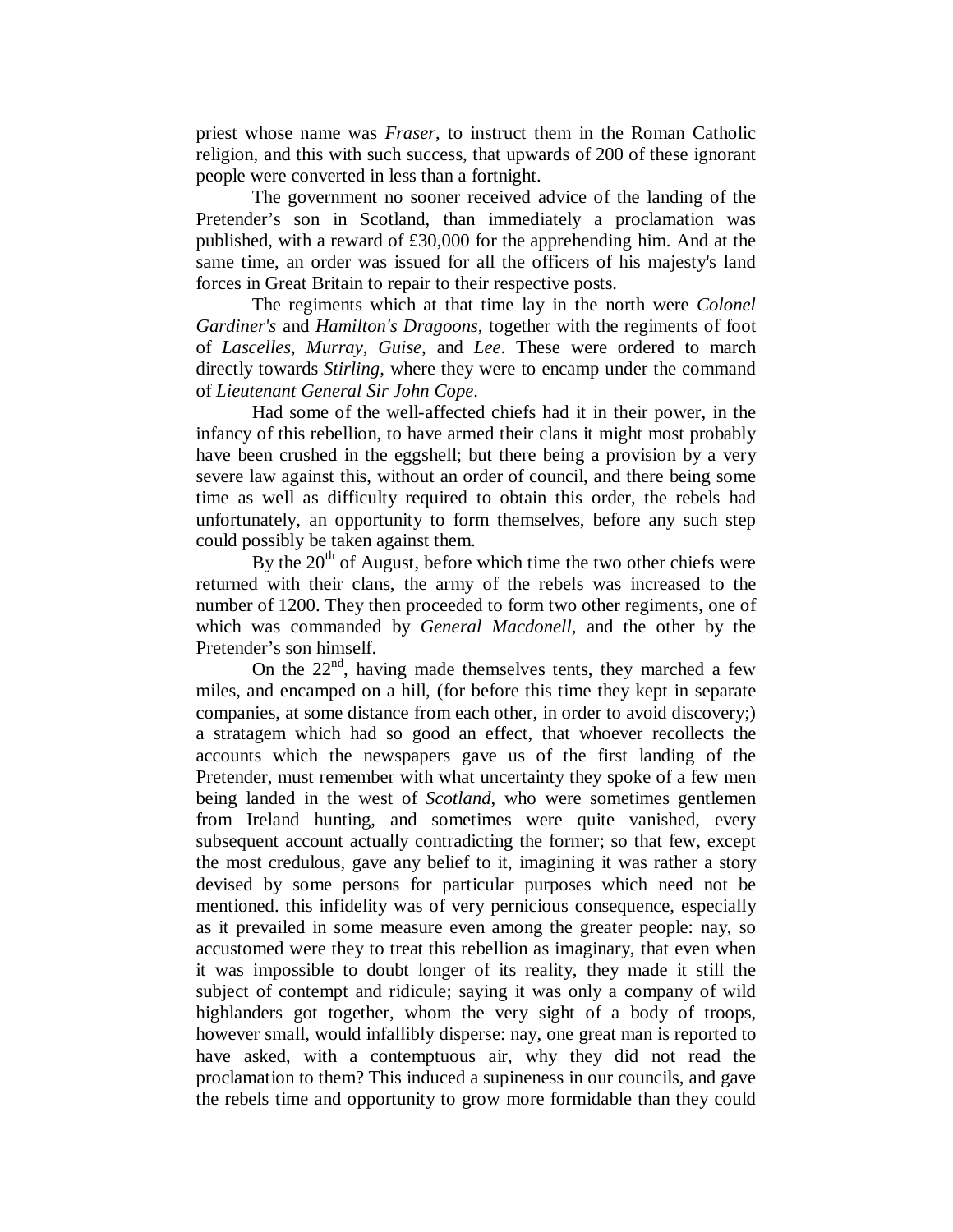priest whose name was *Fraser*, to instruct them in the Roman Catholic religion, and this with such success, that upwards of 200 of these ignorant people were converted in less than a fortnight.

The government no sooner received advice of the landing of the Pretender's son in Scotland, than immediately a proclamation was published, with a reward of £30,000 for the apprehending him. And at the same time, an order was issued for all the officers of his majesty's land forces in Great Britain to repair to their respective posts.

The regiments which at that time lay in the north were *Colonel Gardiner's* and *Hamilton's Dragoons*, together with the regiments of foot of *Lascelles*, *Murray*, *Guise*, and *Lee*. These were ordered to march directly towards *Stirling*, where they were to encamp under the command of *Lieutenant General Sir John Cope*.

Had some of the well-affected chiefs had it in their power, in the infancy of this rebellion, to have armed their clans it might most probably have been crushed in the eggshell; but there being a provision by a very severe law against this, without an order of council, and there being some time as well as difficulty required to obtain this order, the rebels had unfortunately, an opportunity to form themselves, before any such step could possibly be taken against them.

By the 20th of August, before which time the two other chiefs were returned with their clans, the army of the rebels was increased to the number of 1200. They then proceeded to form two other regiments, one of which was commanded by *General Macdonell*, and the other by the Pretender's son himself.

On the 22nd, having made themselves tents, they marched a few miles, and encamped on a hill, (for before this time they kept in separate companies, at some distance from each other, in order to avoid discovery;) a stratagem which had so good an effect, that whoever recollects the accounts which the newspapers gave us of the first landing of the Pretender, must remember with what uncertainty they spoke of a few men being landed in the west of *Scotland*, who were sometimes gentlemen from Ireland hunting, and sometimes were quite vanished, every subsequent account actually contradicting the former; so that few, except the most credulous, gave any belief to it, imagining it was rather a story devised by some persons for particular purposes which need not be mentioned. this infidelity was of very pernicious consequence, especially as it prevailed in some measure even among the greater people: nay, so accustomed were they to treat this rebellion as imaginary, that even when it was impossible to doubt longer of its reality, they made it still the subject of contempt and ridicule; saying it was only a company of wild highlanders got together, whom the very sight of a body of troops, however small, would infallibly disperse: nay, one great man is reported to have asked, with a contemptuous air, why they did not read the proclamation to them? This induced a supineness in our councils, and gave the rebels time and opportunity to grow more formidable than they could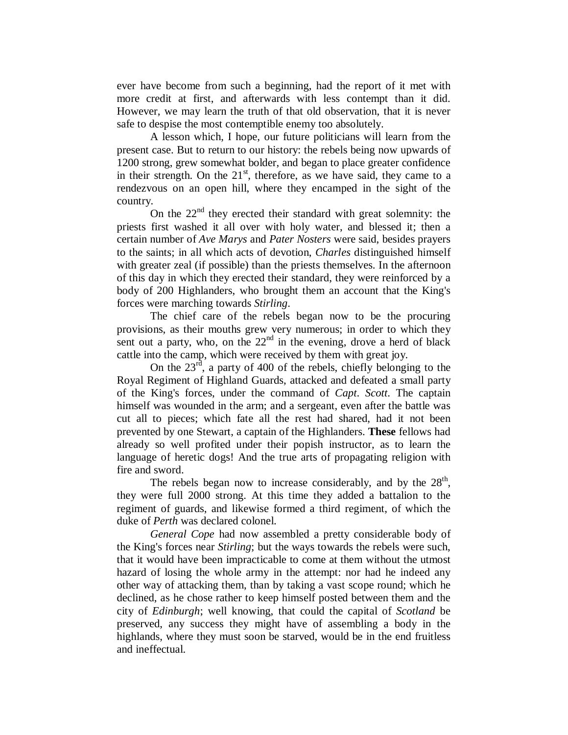ever have become from such a beginning, had the report of it met with more credit at first, and afterwards with less contempt than it did. However, we may learn the truth of that old observation, that it is never safe to despise the most contemptible enemy too absolutely.

A lesson which, I hope, our future politicians will learn from the present case. But to return to our history: the rebels being now upwards of 1200 strong, grew somewhat bolder, and began to place greater confidence in their strength. On the 21st, therefore, as we have said, they came to a rendezvous on an open hill, where they encamped in the sight of the country.

On the 22nd they erected their standard with great solemnity: the priests first washed it all over with holy water, and blessed it; then a certain number of *Ave Marys* and *Pater Nosters* were said, besides prayers to the saints; in all which acts of devotion, *Charles* distinguished himself with greater zeal (if possible) than the priests themselves. In the afternoon of this day in which they erected their standard, they were reinforced by a body of 200 Highlanders, who brought them an account that the King's forces were marching towards *Stirling*.

The chief care of the rebels began now to be the procuring provisions, as their mouths grew very numerous; in order to which they sent out a party, who, on the 22nd in the evening, drove a herd of black cattle into the camp, which were received by them with great joy.

On the 23rd, a party of 400 of the rebels, chiefly belonging to the Royal Regiment of Highland Guards, attacked and defeated a small party of the King's forces, under the command of *Capt. Scott*. The captain himself was wounded in the arm; and a sergeant, even after the battle was cut all to pieces; which fate all the rest had shared, had it not been prevented by one Stewart, a captain of the Highlanders. **These** fellows had already so well profited under their popish instructor, as to learn the language of heretic dogs! And the true arts of propagating religion with fire and sword.

The rebels began now to increase considerably, and by the 28th, they were full 2000 strong. At this time they added a battalion to the regiment of guards, and likewise formed a third regiment, of which the duke of *Perth* was declared colonel.

*General Cope* had now assembled a pretty considerable body of the King's forces near *Stirling*; but the ways towards the rebels were such, that it would have been impracticable to come at them without the utmost hazard of losing the whole army in the attempt: nor had he indeed any other way of attacking them, than by taking a vast scope round; which he declined, as he chose rather to keep himself posted between them and the city of *Edinburgh*; well knowing, that could the capital of *Scotland* be preserved, any success they might have of assembling a body in the highlands, where they must soon be starved, would be in the end fruitless and ineffectual.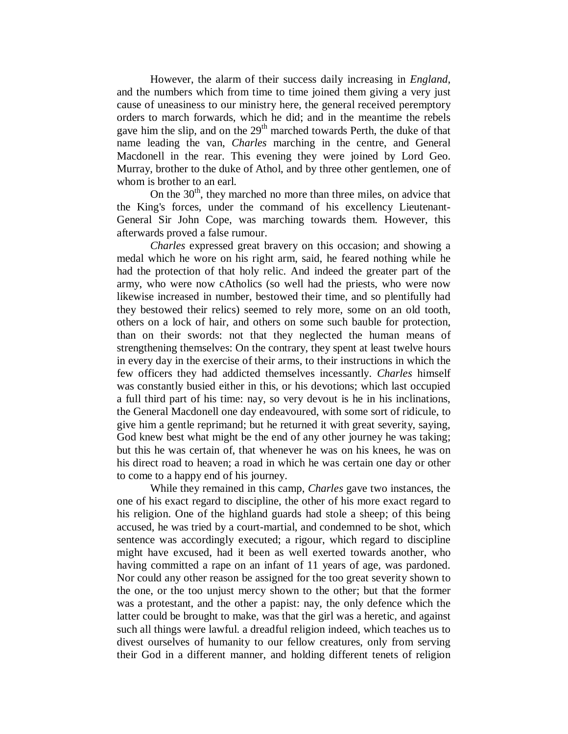However, the alarm of their success daily increasing in *England*, and the numbers which from time to time joined them giving a very just cause of uneasiness to our ministry here, the general received peremptory orders to march forwards, which he did; and in the meantime the rebels gave him the slip, and on the 29th marched towards Perth, the duke of that name leading the van, *Charles* marching in the centre, and General Macdonell in the rear. This evening they were joined by Lord Geo. Murray, brother to the duke of Athol, and by three other gentlemen, one of whom is brother to an earl.

On the 30th, they marched no more than three miles, on advice that the King's forces, under the command of his excellency Lieutenant-General Sir John Cope, was marching towards them. However, this afterwards proved a false rumour.

*Charles* expressed great bravery on this occasion; and showing a medal which he wore on his right arm, said, he feared nothing while he had the protection of that holy relic. And indeed the greater part of the army, who were now cAtholics (so well had the priests, who were now likewise increased in number, bestowed their time, and so plentifully had they bestowed their relics) seemed to rely more, some on an old tooth, others on a lock of hair, and others on some such bauble for protection, than on their swords: not that they neglected the human means of strengthening themselves: On the contrary, they spent at least twelve hours in every day in the exercise of their arms, to their instructions in which the few officers they had addicted themselves incessantly. *Charles* himself was constantly busied either in this, or his devotions; which last occupied a full third part of his time: nay, so very devout is he in his inclinations, the General Macdonell one day endeavoured, with some sort of ridicule, to give him a gentle reprimand; but he returned it with great severity, saying, God knew best what might be the end of any other journey he was taking; but this he was certain of, that whenever he was on his knees, he was on his direct road to heaven; a road in which he was certain one day or other to come to a happy end of his journey.

While they remained in this camp, *Charles* gave two instances, the one of his exact regard to discipline, the other of his more exact regard to his religion. One of the highland guards had stole a sheep; of this being accused, he was tried by a court-martial, and condemned to be shot, which sentence was accordingly executed; a rigour, which regard to discipline might have excused, had it been as well exerted towards another, who having committed a rape on an infant of 11 years of age, was pardoned. Nor could any other reason be assigned for the too great severity shown to the one, or the too unjust mercy shown to the other; but that the former was a protestant, and the other a papist: nay, the only defence which the latter could be brought to make, was that the girl was a heretic, and against such all things were lawful. a dreadful religion indeed, which teaches us to divest ourselves of humanity to our fellow creatures, only from serving their God in a different manner, and holding different tenets of religion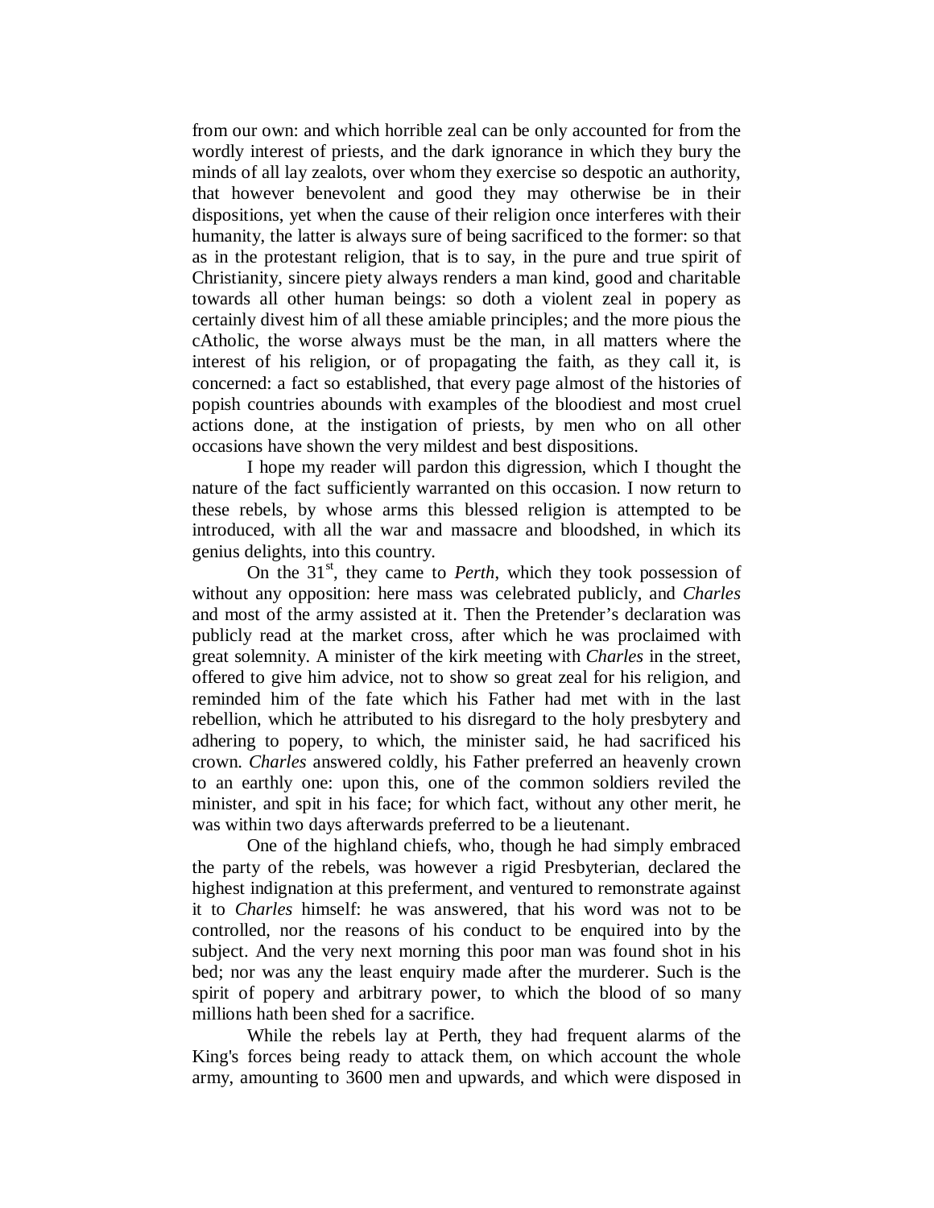from our own: and which horrible zeal can be only accounted for from the wordly interest of priests, and the dark ignorance in which they bury the minds of all lay zealots, over whom they exercise so despotic an authority, that however benevolent and good they may otherwise be in their dispositions, yet when the cause of their religion once interferes with their humanity, the latter is always sure of being sacrificed to the former: so that as in the protestant religion, that is to say, in the pure and true spirit of Christianity, sincere piety always renders a man kind, good and charitable towards all other human beings: so doth a violent zeal in popery as certainly divest him of all these amiable principles; and the more pious the cAtholic, the worse always must be the man, in all matters where the interest of his religion, or of propagating the faith, as they call it, is concerned: a fact so established, that every page almost of the histories of popish countries abounds with examples of the bloodiest and most cruel actions done, at the instigation of priests, by men who on all other occasions have shown the very mildest and best dispositions.

I hope my reader will pardon this digression, which I thought the nature of the fact sufficiently warranted on this occasion. I now return to these rebels, by whose arms this blessed religion is attempted to be introduced, with all the war and massacre and bloodshed, in which its genius delights, into this country.

On the 31st, they came to *Perth*, which they took possession of without any opposition: here mass was celebrated publicly, and *Charles* and most of the army assisted at it. Then the Pretender's declaration was publicly read at the market cross, after which he was proclaimed with great solemnity. A minister of the kirk meeting with *Charles* in the street, offered to give him advice, not to show so great zeal for his religion, and reminded him of the fate which his Father had met with in the last rebellion, which he attributed to his disregard to the holy presbytery and adhering to popery, to which, the minister said, he had sacrificed his crown. *Charles* answered coldly, his Father preferred an heavenly crown to an earthly one: upon this, one of the common soldiers reviled the minister, and spit in his face; for which fact, without any other merit, he was within two days afterwards preferred to be a lieutenant.

One of the highland chiefs, who, though he had simply embraced the party of the rebels, was however a rigid Presbyterian, declared the highest indignation at this preferment, and ventured to remonstrate against it to *Charles* himself: he was answered, that his word was not to be controlled, nor the reasons of his conduct to be enquired into by the subject. And the very next morning this poor man was found shot in his bed; nor was any the least enquiry made after the murderer. Such is the spirit of popery and arbitrary power, to which the blood of so many millions hath been shed for a sacrifice.

While the rebels lay at Perth, they had frequent alarms of the King's forces being ready to attack them, on which account the whole army, amounting to 3600 men and upwards, and which were disposed in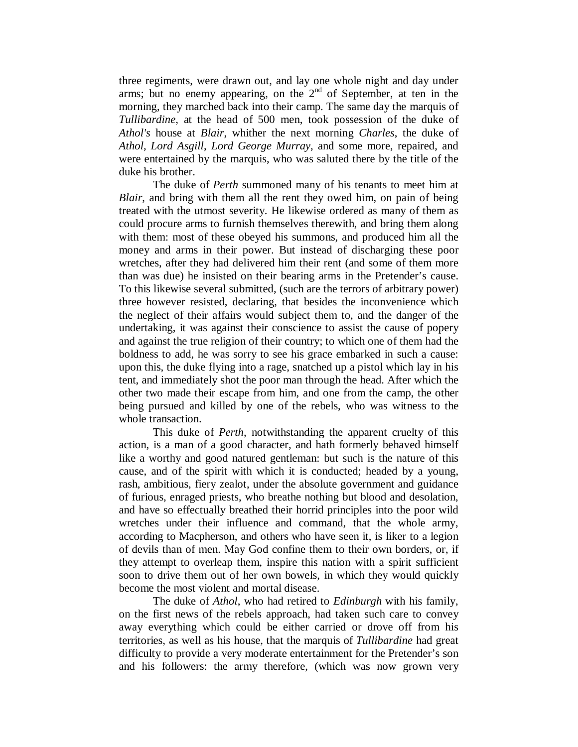three regiments, were drawn out, and lay one whole night and day under arms; but no enemy appearing, on the 2nd of September, at ten in the morning, they marched back into their camp. The same day the marquis of *Tullibardine*, at the head of 500 men, took possession of the duke of *Athol's* house at *Blair*, whither the next morning *Charles*, the duke of *Athol*, *Lord Asgill*, *Lord George Murray*, and some more, repaired, and were entertained by the marquis, who was saluted there by the title of the duke his brother.

The duke of *Perth* summoned many of his tenants to meet him at *Blair*, and bring with them all the rent they owed him, on pain of being treated with the utmost severity. He likewise ordered as many of them as could procure arms to furnish themselves therewith, and bring them along with them: most of these obeyed his summons, and produced him all the money and arms in their power. But instead of discharging these poor wretches, after they had delivered him their rent (and some of them more than was due) he insisted on their bearing arms in the Pretender's cause. To this likewise several submitted, (such are the terrors of arbitrary power) three however resisted, declaring, that besides the inconvenience which the neglect of their affairs would subject them to, and the danger of the undertaking, it was against their conscience to assist the cause of popery and against the true religion of their country; to which one of them had the boldness to add, he was sorry to see his grace embarked in such a cause: upon this, the duke flying into a rage, snatched up a pistol which lay in his tent, and immediately shot the poor man through the head. After which the other two made their escape from him, and one from the camp, the other being pursued and killed by one of the rebels, who was witness to the whole transaction.

This duke of *Perth*, notwithstanding the apparent cruelty of this action, is a man of a good character, and hath formerly behaved himself like a worthy and good natured gentleman: but such is the nature of this cause, and of the spirit with which it is conducted; headed by a young, rash, ambitious, fiery zealot, under the absolute government and guidance of furious, enraged priests, who breathe nothing but blood and desolation, and have so effectually breathed their horrid principles into the poor wild wretches under their influence and command, that the whole army, according to Macpherson, and others who have seen it, is liker to a legion of devils than of men. May God confine them to their own borders, or, if they attempt to overleap them, inspire this nation with a spirit sufficient soon to drive them out of her own bowels, in which they would quickly become the most violent and mortal disease.

The duke of *Athol*, who had retired to *Edinburgh* with his family, on the first news of the rebels approach, had taken such care to convey away everything which could be either carried or drove off from his territories, as well as his house, that the marquis of *Tullibardine* had great difficulty to provide a very moderate entertainment for the Pretender's son and his followers: the army therefore, (which was now grown very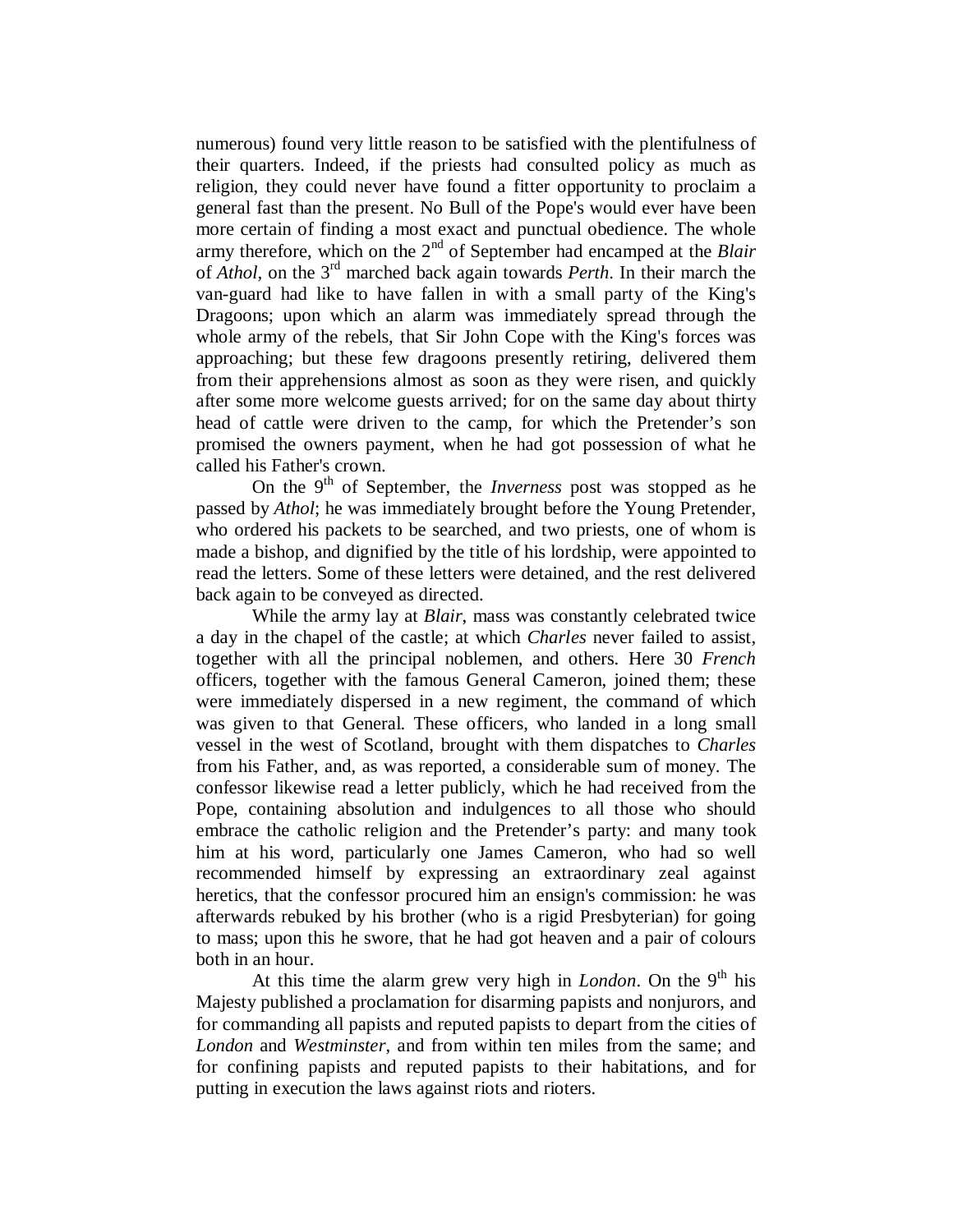numerous) found very little reason to be satisfied with the plentifulness of their quarters. Indeed, if the priests had consulted policy as much as religion, they could never have found a fitter opportunity to proclaim a general fast than the present. No Bull of the Pope's would ever have been more certain of finding a most exact and punctual obedience. The whole army therefore, which on the 2nd of September had encamped at the *Blair* of *Athol*, on the 3rd marched back again towards *Perth*. In their march the van-guard had like to have fallen in with a small party of the King's Dragoons; upon which an alarm was immediately spread through the whole army of the rebels, that Sir John Cope with the King's forces was approaching; but these few dragoons presently retiring, delivered them from their apprehensions almost as soon as they were risen, and quickly after some more welcome guests arrived; for on the same day about thirty head of cattle were driven to the camp, for which the Pretender's son promised the owners payment, when he had got possession of what he called his Father's crown.

On the 9th of September, the *Inverness* post was stopped as he passed by *Athol*; he was immediately brought before the Young Pretender, who ordered his packets to be searched, and two priests, one of whom is made a bishop, and dignified by the title of his lordship, were appointed to read the letters. Some of these letters were detained, and the rest delivered back again to be conveyed as directed.

While the army lay at *Blair*, mass was constantly celebrated twice a day in the chapel of the castle; at which *Charles* never failed to assist, together with all the principal noblemen, and others. Here 30 *French* officers, together with the famous General Cameron, joined them; these were immediately dispersed in a new regiment, the command of which was given to that General. These officers, who landed in a long small vessel in the west of Scotland, brought with them dispatches to *Charles* from his Father, and, as was reported, a considerable sum of money. The confessor likewise read a letter publicly, which he had received from the Pope, containing absolution and indulgences to all those who should embrace the catholic religion and the Pretender's party: and many took him at his word, particularly one James Cameron, who had so well recommended himself by expressing an extraordinary zeal against heretics, that the confessor procured him an ensign's commission: he was afterwards rebuked by his brother (who is a rigid Presbyterian) for going to mass; upon this he swore, that he had got heaven and a pair of colours both in an hour.

At this time the alarm grew very high in *London*. On the 9th his Majesty published a proclamation for disarming papists and nonjurors, and for commanding all papists and reputed papists to depart from the cities of *London* and *Westminster*, and from within ten miles from the same; and for confining papists and reputed papists to their habitations, and for putting in execution the laws against riots and rioters.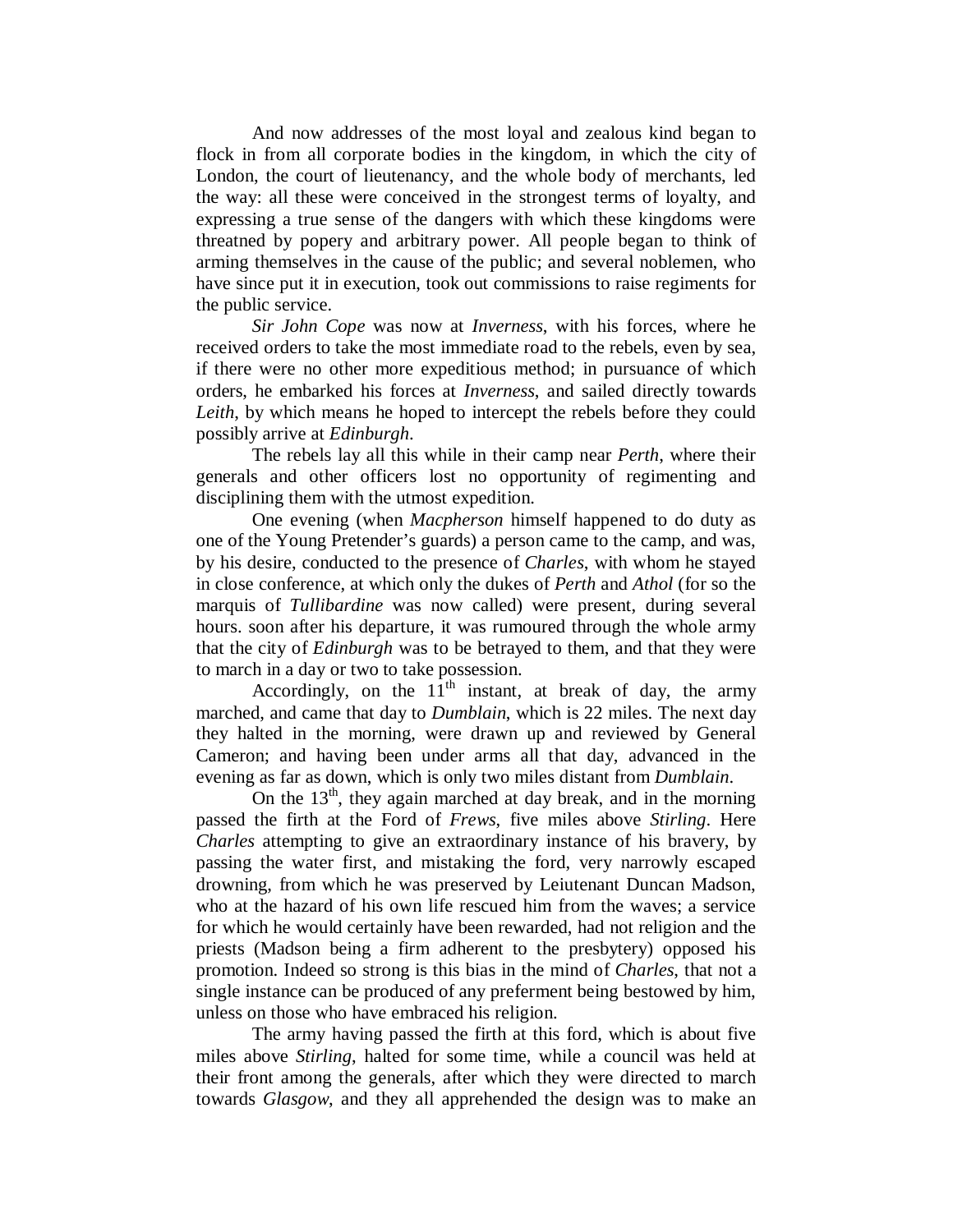And now addresses of the most loyal and zealous kind began to flock in from all corporate bodies in the kingdom, in which the city of London, the court of lieutenancy, and the whole body of merchants, led the way: all these were conceived in the strongest terms of loyalty, and expressing a true sense of the dangers with which these kingdoms were threatned by popery and arbitrary power. All people began to think of arming themselves in the cause of the public; and several noblemen, who have since put it in execution, took out commissions to raise regiments for the public service.

*Sir John Cope* was now at *Inverness*, with his forces, where he received orders to take the most immediate road to the rebels, even by sea, if there were no other more expeditious method; in pursuance of which orders, he embarked his forces at *Inverness*, and sailed directly towards *Leith*, by which means he hoped to intercept the rebels before they could possibly arrive at *Edinburgh*.

The rebels lay all this while in their camp near *Perth*, where their generals and other officers lost no opportunity of regimenting and disciplining them with the utmost expedition.

One evening (when *Macpherson* himself happened to do duty as one of the Young Pretender's guards) a person came to the camp, and was, by his desire, conducted to the presence of *Charles*, with whom he stayed in close conference, at which only the dukes of *Perth* and *Athol* (for so the marquis of *Tullibardine* was now called) were present, during several hours. soon after his departure, it was rumoured through the whole army that the city of *Edinburgh* was to be betrayed to them, and that they were to march in a day or two to take possession.

Accordingly, on the 11th instant, at break of day, the army marched, and came that day to *Dumblain*, which is 22 miles. The next day they halted in the morning, were drawn up and reviewed by General Cameron; and having been under arms all that day, advanced in the evening as far as down, which is only two miles distant from *Dumblain*.

On the 13th, they again marched at day break, and in the morning passed the firth at the Ford of *Frews*, five miles above *Stirling*. Here *Charles* attempting to give an extraordinary instance of his bravery, by passing the water first, and mistaking the ford, very narrowly escaped drowning, from which he was preserved by Leiutenant Duncan Madson, who at the hazard of his own life rescued him from the waves; a service for which he would certainly have been rewarded, had not religion and the priests (Madson being a firm adherent to the presbytery) opposed his promotion. Indeed so strong is this bias in the mind of *Charles*, that not a single instance can be produced of any preferment being bestowed by him, unless on those who have embraced his religion.

The army having passed the firth at this ford, which is about five miles above *Stirling*, halted for some time, while a council was held at their front among the generals, after which they were directed to march towards *Glasgow*, and they all apprehended the design was to make an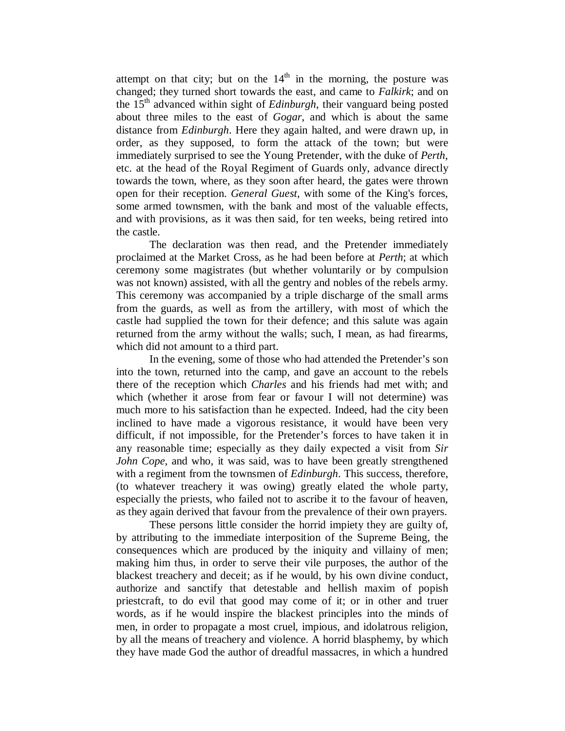attempt on that city; but on the 14th in the morning, the posture was changed; they turned short towards the east, and came to *Falkirk*; and on the 15th advanced within sight of *Edinburgh*, their vanguard being posted about three miles to the east of *Gogar*, and which is about the same distance from *Edinburgh*. Here they again halted, and were drawn up, in order, as they supposed, to form the attack of the town; but were immediately surprised to see the Young Pretender, with the duke of *Perth*, etc. at the head of the Royal Regiment of Guards only, advance directly towards the town, where, as they soon after heard, the gates were thrown open for their reception. *General Guest*, with some of the King's forces, some armed townsmen, with the bank and most of the valuable effects, and with provisions, as it was then said, for ten weeks, being retired into the castle.

The declaration was then read, and the Pretender immediately proclaimed at the Market Cross, as he had been before at *Perth*; at which ceremony some magistrates (but whether voluntarily or by compulsion was not known) assisted, with all the gentry and nobles of the rebels army. This ceremony was accompanied by a triple discharge of the small arms from the guards, as well as from the artillery, with most of which the castle had supplied the town for their defence; and this salute was again returned from the army without the walls; such, I mean, as had firearms, which did not amount to a third part.

In the evening, some of those who had attended the Pretender's son into the town, returned into the camp, and gave an account to the rebels there of the reception which *Charles* and his friends had met with; and which (whether it arose from fear or favour I will not determine) was much more to his satisfaction than he expected. Indeed, had the city been inclined to have made a vigorous resistance, it would have been very difficult, if not impossible, for the Pretender's forces to have taken it in any reasonable time; especially as they daily expected a visit from *Sir John Cope*, and who, it was said, was to have been greatly strengthened with a regiment from the townsmen of *Edinburgh*. This success, therefore, (to whatever treachery it was owing) greatly elated the whole party, especially the priests, who failed not to ascribe it to the favour of heaven, as they again derived that favour from the prevalence of their own prayers.

These persons little consider the horrid impiety they are guilty of, by attributing to the immediate interposition of the Supreme Being, the consequences which are produced by the iniquity and villainy of men; making him thus, in order to serve their vile purposes, the author of the blackest treachery and deceit; as if he would, by his own divine conduct, authorize and sanctify that detestable and hellish maxim of popish priestcraft, to do evil that good may come of it; or in other and truer words, as if he would inspire the blackest principles into the minds of men, in order to propagate a most cruel, impious, and idolatrous religion, by all the means of treachery and violence. A horrid blasphemy, by which they have made God the author of dreadful massacres, in which a hundred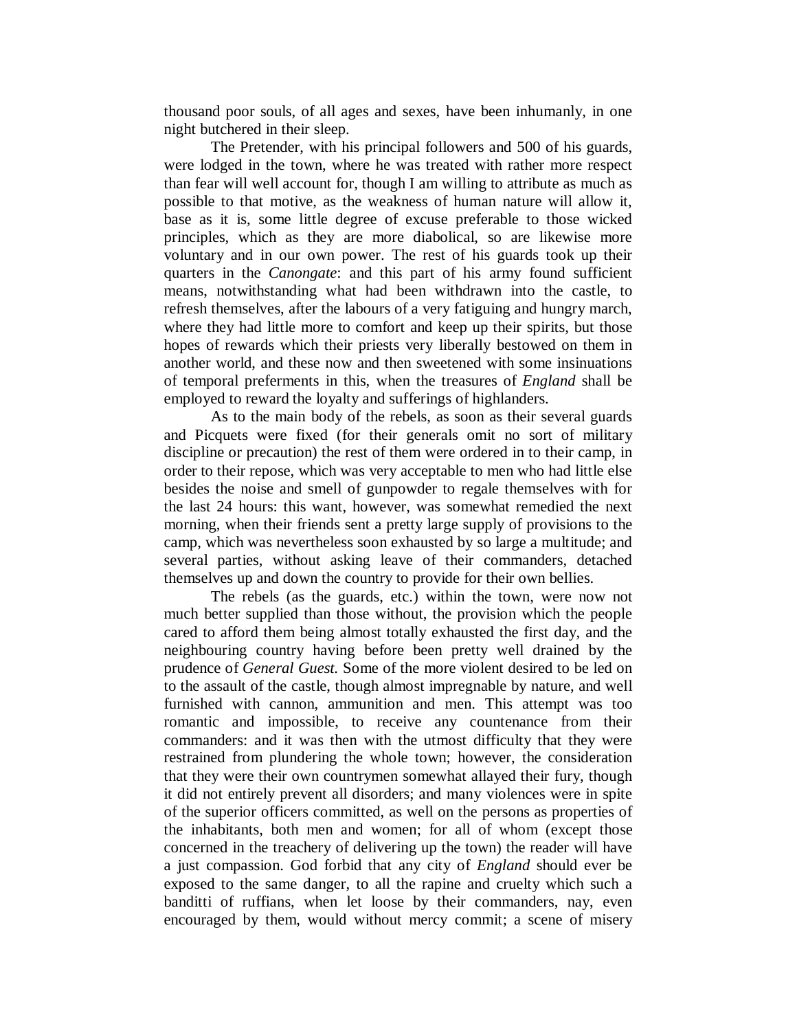thousand poor souls, of all ages and sexes, have been inhumanly, in one night butchered in their sleep.

The Pretender, with his principal followers and 500 of his guards, were lodged in the town, where he was treated with rather more respect than fear will well account for, though I am willing to attribute as much as possible to that motive, as the weakness of human nature will allow it, base as it is, some little degree of excuse preferable to those wicked principles, which as they are more diabolical, so are likewise more voluntary and in our own power. The rest of his guards took up their quarters in the *Canongate*: and this part of his army found sufficient means, notwithstanding what had been withdrawn into the castle, to refresh themselves, after the labours of a very fatiguing and hungry march, where they had little more to comfort and keep up their spirits, but those hopes of rewards which their priests very liberally bestowed on them in another world, and these now and then sweetened with some insinuations of temporal preferments in this, when the treasures of *England* shall be employed to reward the loyalty and sufferings of highlanders.

As to the main body of the rebels, as soon as their several guards and Picquets were fixed (for their generals omit no sort of military discipline or precaution) the rest of them were ordered in to their camp, in order to their repose, which was very acceptable to men who had little else besides the noise and smell of gunpowder to regale themselves with for the last 24 hours: this want, however, was somewhat remedied the next morning, when their friends sent a pretty large supply of provisions to the camp, which was nevertheless soon exhausted by so large a multitude; and several parties, without asking leave of their commanders, detached themselves up and down the country to provide for their own bellies.

The rebels (as the guards, etc.) within the town, were now not much better supplied than those without, the provision which the people cared to afford them being almost totally exhausted the first day, and the neighbouring country having before been pretty well drained by the prudence of *General Guest.* Some of the more violent desired to be led on to the assault of the castle, though almost impregnable by nature, and well furnished with cannon, ammunition and men. This attempt was too romantic and impossible, to receive any countenance from their commanders: and it was then with the utmost difficulty that they were restrained from plundering the whole town; however, the consideration that they were their own countrymen somewhat allayed their fury, though it did not entirely prevent all disorders; and many violences were in spite of the superior officers committed, as well on the persons as properties of the inhabitants, both men and women; for all of whom (except those concerned in the treachery of delivering up the town) the reader will have a just compassion. God forbid that any city of *England* should ever be exposed to the same danger, to all the rapine and cruelty which such a banditti of ruffians, when let loose by their commanders, nay, even encouraged by them, would without mercy commit; a scene of misery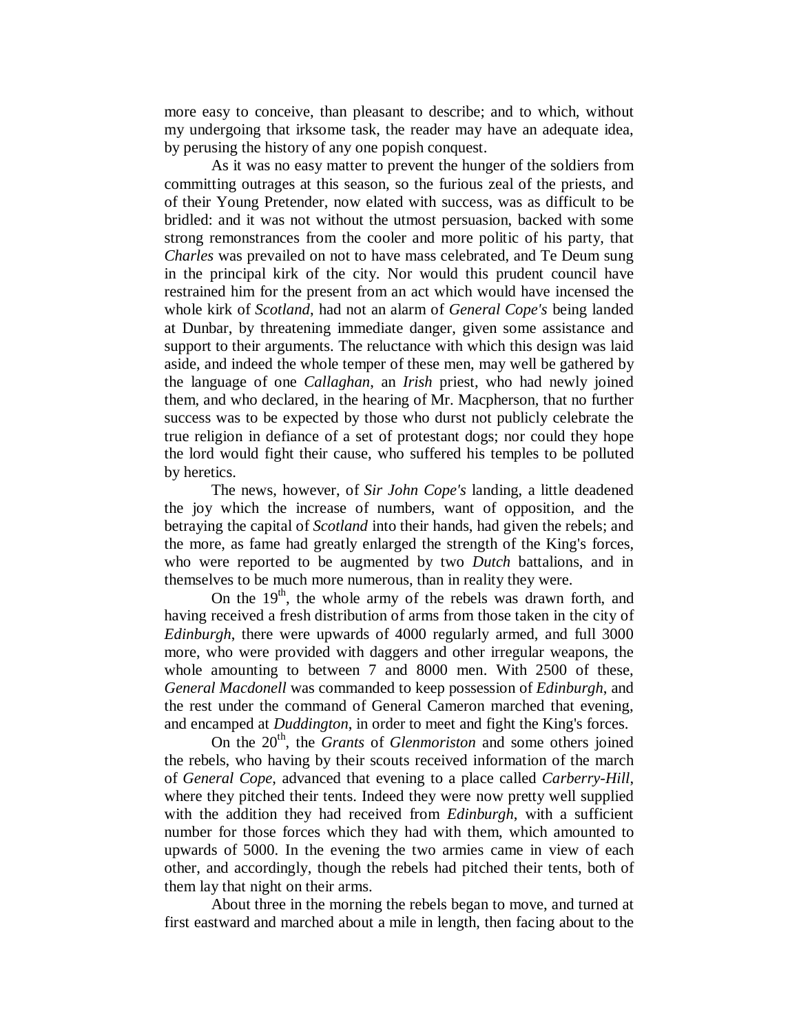more easy to conceive, than pleasant to describe; and to which, without my undergoing that irksome task, the reader may have an adequate idea, by perusing the history of any one popish conquest.

As it was no easy matter to prevent the hunger of the soldiers from committing outrages at this season, so the furious zeal of the priests, and of their Young Pretender, now elated with success, was as difficult to be bridled: and it was not without the utmost persuasion, backed with some strong remonstrances from the cooler and more politic of his party, that *Charles* was prevailed on not to have mass celebrated, and Te Deum sung in the principal kirk of the city. Nor would this prudent council have restrained him for the present from an act which would have incensed the whole kirk of *Scotland*, had not an alarm of *General Cope's* being landed at Dunbar, by threatening immediate danger, given some assistance and support to their arguments. The reluctance with which this design was laid aside, and indeed the whole temper of these men, may well be gathered by the language of one *Callaghan*, an *Irish* priest, who had newly joined them, and who declared, in the hearing of Mr. Macpherson, that no further success was to be expected by those who durst not publicly celebrate the true religion in defiance of a set of protestant dogs; nor could they hope the lord would fight their cause, who suffered his temples to be polluted by heretics.

The news, however, of *Sir John Cope's* landing, a little deadened the joy which the increase of numbers, want of opposition, and the betraying the capital of *Scotland* into their hands, had given the rebels; and the more, as fame had greatly enlarged the strength of the King's forces, who were reported to be augmented by two *Dutch* battalions, and in themselves to be much more numerous, than in reality they were.

On the 19th, the whole army of the rebels was drawn forth, and having received a fresh distribution of arms from those taken in the city of *Edinburgh*, there were upwards of 4000 regularly armed, and full 3000 more, who were provided with daggers and other irregular weapons, the whole amounting to between 7 and 8000 men. With 2500 of these, *General Macdonell* was commanded to keep possession of *Edinburgh*, and the rest under the command of General Cameron marched that evening, and encamped at *Duddington*, in order to meet and fight the King's forces.

On the 20th, the *Grants* of *Glenmoriston* and some others joined the rebels, who having by their scouts received information of the march of *General Cope*, advanced that evening to a place called *Carberry-Hill*, where they pitched their tents. Indeed they were now pretty well supplied with the addition they had received from *Edinburgh*, with a sufficient number for those forces which they had with them, which amounted to upwards of 5000. In the evening the two armies came in view of each other, and accordingly, though the rebels had pitched their tents, both of them lay that night on their arms.

About three in the morning the rebels began to move, and turned at first eastward and marched about a mile in length, then facing about to the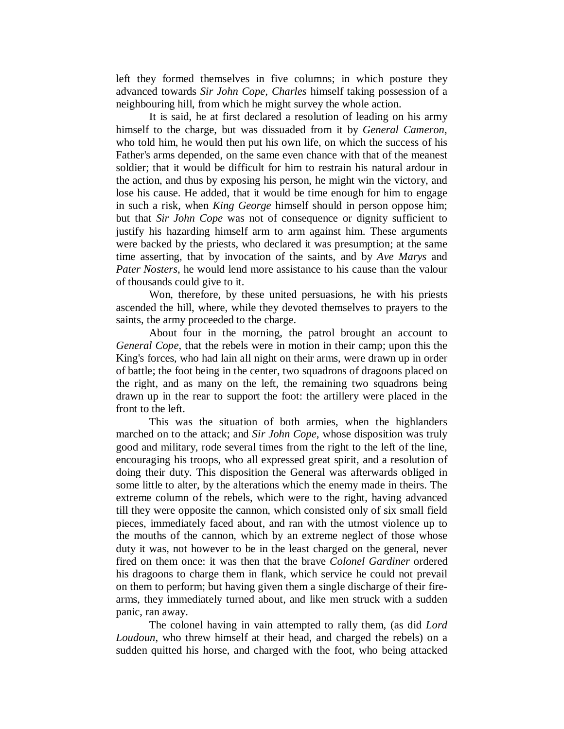left they formed themselves in five columns; in which posture they advanced towards *Sir John Cope*, *Charles* himself taking possession of a neighbouring hill, from which he might survey the whole action.

It is said, he at first declared a resolution of leading on his army himself to the charge, but was dissuaded from it by *General Cameron*, who told him, he would then put his own life, on which the success of his Father's arms depended, on the same even chance with that of the meanest soldier; that it would be difficult for him to restrain his natural ardour in the action, and thus by exposing his person, he might win the victory, and lose his cause. He added, that it would be time enough for him to engage in such a risk, when *King George* himself should in person oppose him; but that *Sir John Cope* was not of consequence or dignity sufficient to justify his hazarding himself arm to arm against him. These arguments were backed by the priests, who declared it was presumption; at the same time asserting, that by invocation of the saints, and by *Ave Marys* and *Pater Nosters*, he would lend more assistance to his cause than the valour of thousands could give to it.

Won, therefore, by these united persuasions, he with his priests ascended the hill, where, while they devoted themselves to prayers to the saints, the army proceeded to the charge.

About four in the morning, the patrol brought an account to *General Cope*, that the rebels were in motion in their camp; upon this the King's forces, who had lain all night on their arms, were drawn up in order of battle; the foot being in the center, two squadrons of dragoons placed on the right, and as many on the left, the remaining two squadrons being drawn up in the rear to support the foot: the artillery were placed in the front to the left.

This was the situation of both armies, when the highlanders marched on to the attack; and *Sir John Cope*, whose disposition was truly good and military, rode several times from the right to the left of the line, encouraging his troops, who all expressed great spirit, and a resolution of doing their duty. This disposition the General was afterwards obliged in some little to alter, by the alterations which the enemy made in theirs. The extreme column of the rebels, which were to the right, having advanced till they were opposite the cannon, which consisted only of six small field pieces, immediately faced about, and ran with the utmost violence up to the mouths of the cannon, which by an extreme neglect of those whose duty it was, not however to be in the least charged on the general, never fired on them once: it was then that the brave *Colonel Gardiner* ordered his dragoons to charge them in flank, which service he could not prevail on them to perform; but having given them a single discharge of their fire-arms, they immediately turned about, and like men struck with a sudden panic, ran away.

The colonel having in vain attempted to rally them, (as did *Lord Loudoun*, who threw himself at their head, and charged the rebels) on a sudden quitted his horse, and charged with the foot, who being attacked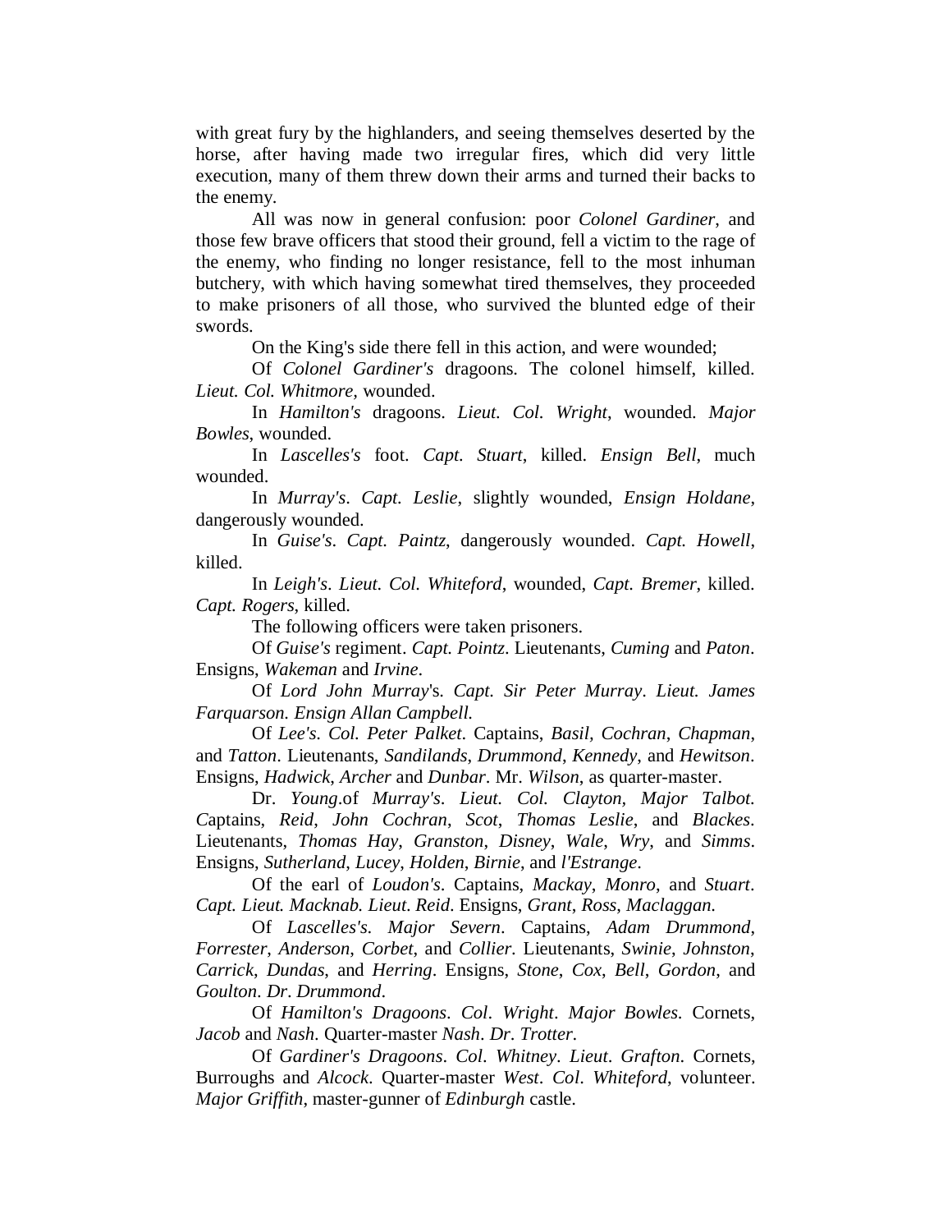with great fury by the highlanders, and seeing themselves deserted by the horse, after having made two irregular fires, which did very little execution, many of them threw down their arms and turned their backs to the enemy.

All was now in general confusion: poor *Colonel Gardiner*, and those few brave officers that stood their ground, fell a victim to the rage of the enemy, who finding no longer resistance, fell to the most inhuman butchery, with which having somewhat tired themselves, they proceeded to make prisoners of all those, who survived the blunted edge of their swords.

On the King's side there fell in this action, and were wounded;

Of *Colonel Gardiner's* dragoons. The colonel himself, killed. *Lieut. Col. Whitmore*, wounded.

In *Hamilton's* dragoons. *Lieut. Col. Wright*, wounded. *Major Bowles*, wounded.

In *Lascelles's* foot. *Capt. Stuart*, killed. *Ensign Bell*, much wounded.

In *Murray's*. *Capt. Leslie*, slightly wounded, *Ensign Holdane*, dangerously wounded.

In *Guise's*. *Capt. Paintz*, dangerously wounded. *Capt. Howell*, killed.

In *Leigh's*. *Lieut. Col. Whiteford*, wounded, *Capt. Bremer*, killed. *Capt. Rogers*, killed.

The following officers were taken prisoners.

Of *Guise's* regiment. *Capt. Pointz*. Lieutenants, *Cuming* and *Paton*. Ensigns, *Wakeman* and *Irvine*.

Of *Lord John Murray*'s. *Capt. Sir Peter Murray*. *Lieut. James Farquarson*. *Ensign Allan Campbell*.

Of *Lee's*. *Col. Peter Palket*. Captains, *Basil*, *Cochran*, *Chapman*, and *Tatton*. Lieutenants, *Sandilands*, *Drummond*, *Kennedy*, and *Hewitson*. Ensigns, *Hadwick*, *Archer* and *Dunbar*. Mr. *Wilson*, as quarter-master.

Dr. *Young*.of *Murray's*. *Lieut. Col. Clayton*, *Major Talbot*. Captains, *Reid*, *John Cochran*, *Scot*, *Thomas Leslie*, and *Blackes*. Lieutenants, *Thomas Hay*, *Granston*, *Disney*, *Wale*, *Wry*, and *Simms*. Ensigns, *Sutherland*, *Lucey*, *Holden*, *Birnie*, and *l'Estrange*.

Of the earl of *Loudon's*. Captains, *Mackay*, *Monro*, and *Stuart*. *Capt. Lieut. Macknab*. *Lieut. Reid*. Ensigns, *Grant*, *Ross*, *Maclaggan*.

Of *Lascelles's*. *Major Severn*. Captains, *Adam Drummond*, *Forrester*, *Anderson*, *Corbet*, and *Collier*. Lieutenants, *Swinie*, *Johnston*, *Carrick*, *Dundas*, and *Herring*. Ensigns, *Stone*, *Cox*, *Bell*, *Gordon*, and *Goulton*. *Dr*. *Drummond*.

Of *Hamilton's Dragoons*. *Col*. *Wright*. *Major Bowles*. Cornets, *Jacob* and *Nash*. Quarter-master *Nash*. *Dr*. *Trotter*.

Of *Gardiner's Dragoons*. *Col*. *Whitney*. *Lieut*. *Grafton*. Cornets, Burroughs and *Alcock*. Quarter-master *West*. *Col*. *Whiteford*, volunteer. *Major Griffith*, master-gunner of *Edinburgh* castle.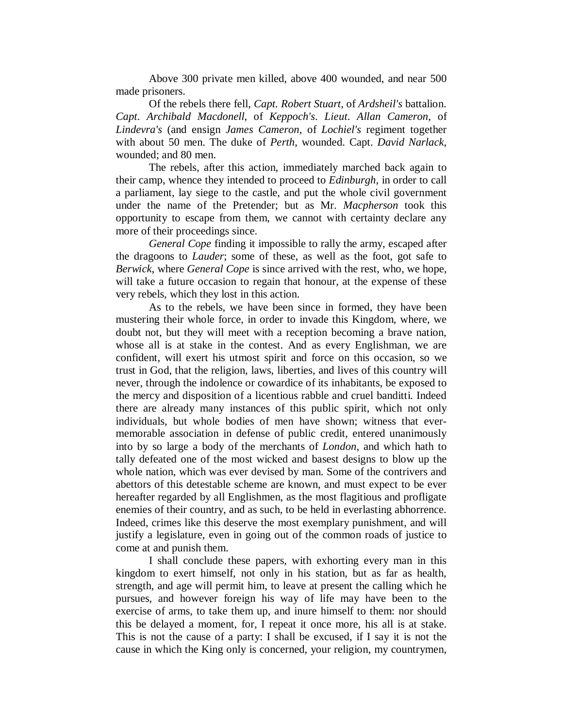Above 300 private men killed, above 400 wounded, and near 500 made prisoners.

Of the rebels there fell, *Capt. Robert Stuart*, of *Ardsheil's* battalion. *Capt. Archibald Macdonell*, of *Keppoch's*. *Lieut. Allan Cameron*, of *Lindevra's* (and ensign *James Cameron*, of *Lochiel's* regiment together with about 50 men. The duke of *Perth*, wounded. Capt. *David Narlack*, wounded; and 80 men.

The rebels, after this action, immediately marched back again to their camp, whence they intended to proceed to *Edinburgh*, in order to call a parliament, lay siege to the castle, and put the whole civil government under the name of the Pretender; but as Mr. *Macpherson* took this opportunity to escape from them, we cannot with certainty declare any more of their proceedings since.

*General Cope* finding it impossible to rally the army, escaped after the dragoons to *Lauder*; some of these, as well as the foot, got safe to *Berwick*, where *General Cope* is since arrived with the rest, who, we hope, will take a future occasion to regain that honour, at the expense of these very rebels, which they lost in this action.

As to the rebels, we have been since in formed, they have been mustering their whole force, in order to invade this Kingdom, where, we doubt not, but they will meet with a reception becoming a brave nation, whose all is at stake in the contest. And as every Englishman, we are confident, will exert his utmost spirit and force on this occasion, so we trust in God, that the religion, laws, liberties, and lives of this country will never, through the indolence or cowardice of its inhabitants, be exposed to the mercy and disposition of a licentious rabble and cruel banditti. Indeed there are already many instances of this public spirit, which not only individuals, but whole bodies of men have shown; witness that ever-memorable association in defense of public credit, entered unanimously into by so large a body of the merchants of *London*, and which hath to tally defeated one of the most wicked and basest designs to blow up the whole nation, which was ever devised by man. Some of the contrivers and abettors of this detestable scheme are known, and must expect to be ever hereafter regarded by all Englishmen, as the most flagitious and profligate enemies of their country, and as such, to be held in everlasting abhorrence. Indeed, crimes like this deserve the most exemplary punishment, and will justify a legislature, even in going out of the common roads of justice to come at and punish them.

I shall conclude these papers, with exhorting every man in this kingdom to exert himself, not only in his station, but as far as health, strength, and age will permit him, to leave at present the calling which he pursues, and however foreign his way of life may have been to the exercise of arms, to take them up, and inure himself to them: nor should this be delayed a moment, for, I repeat it once more, his all is at stake. This is not the cause of a party: I shall be excused, if I say it is not the cause in which the King only is concerned, your religion, my countrymen,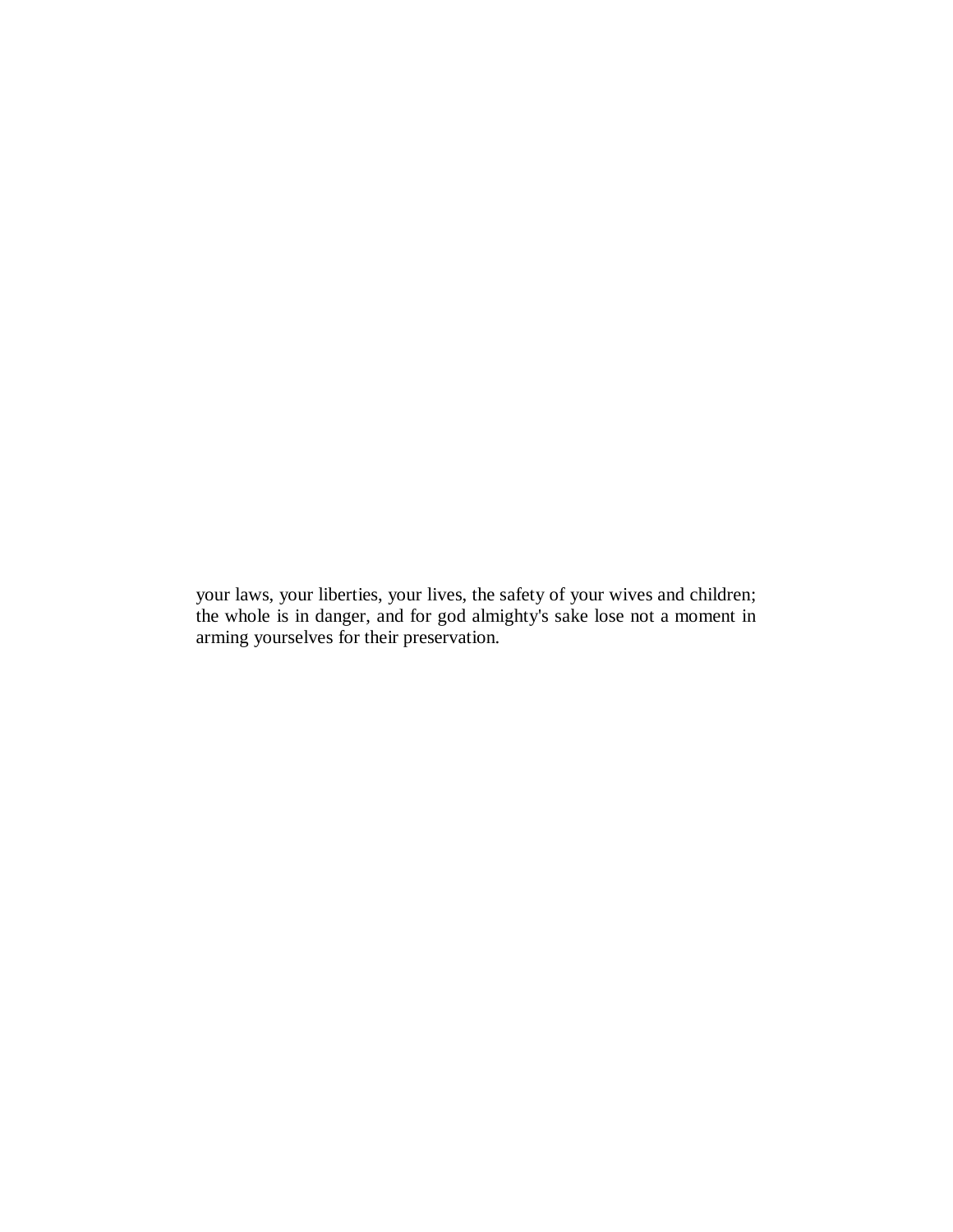your laws, your liberties, your lives, the safety of your wives and children; the whole is in danger, and for god almighty's sake lose not a moment in arming yourselves for their preservation.